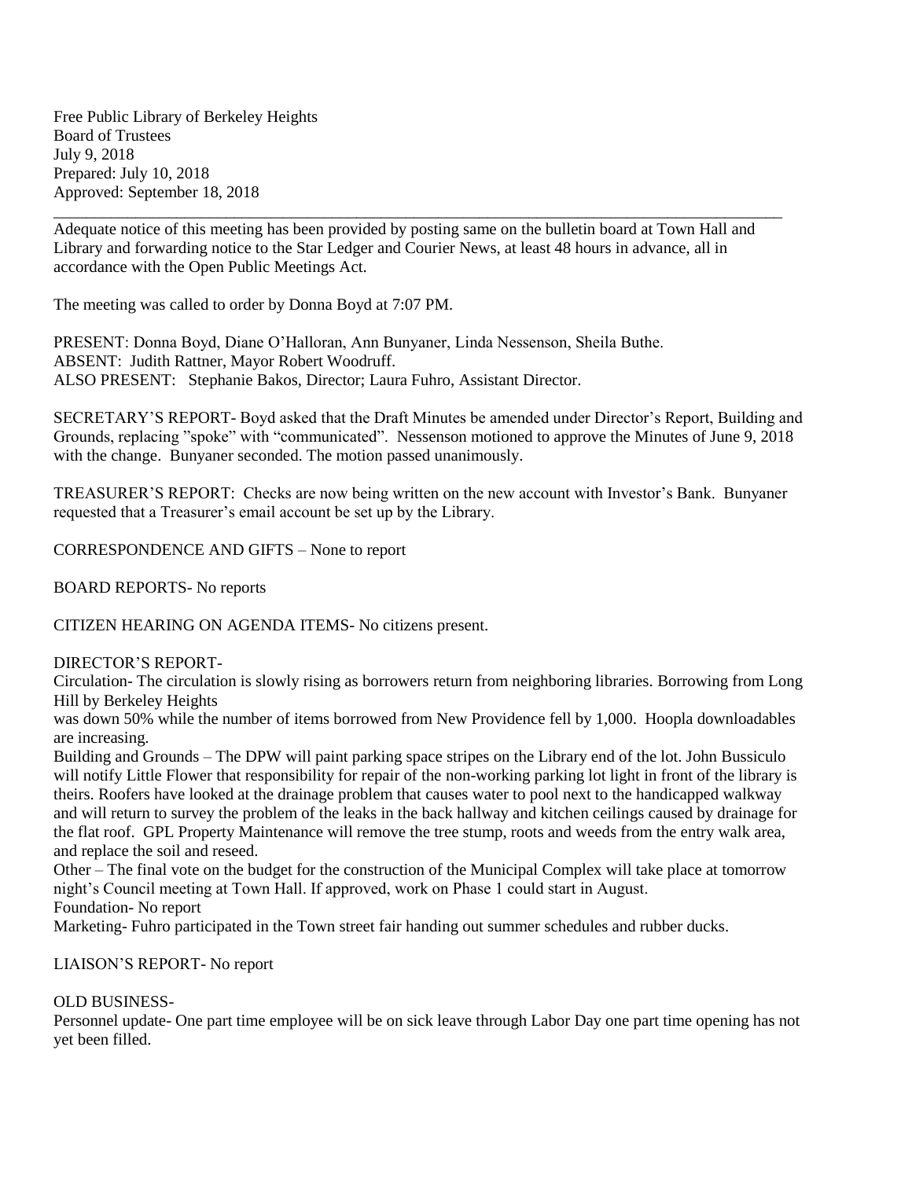Free Public Library of Berkeley Heights
Board of Trustees
July 9, 2018
Prepared: July 10, 2018
Approved: September 18, 2018

---

Adequate notice of this meeting has been provided by posting same on the bulletin board at Town Hall and Library and forwarding notice to the Star Ledger and Courier News, at least 48 hours in advance, all in accordance with the Open Public Meetings Act.

The meeting was called to order by Donna Boyd at 7:07 PM.

PRESENT: Donna Boyd, Diane O'Halloran, Ann Bunyaner, Linda Nessenson, Sheila Buthe.
ABSENT: Judith Rattner, Mayor Robert Woodruff.
ALSO PRESENT: Stephanie Bakos, Director; Laura Fuhro, Assistant Director.

SECRETARY'S REPORT- Boyd asked that the Draft Minutes be amended under Director's Report, Building and Grounds, replacing "spoke" with "communicated". Nessenson motioned to approve the Minutes of June 9, 2018 with the change. Bunyaner seconded. The motion passed unanimously.

TREASURER'S REPORT: Checks are now being written on the new account with Investor's Bank. Bunyaner requested that a Treasurer's email account be set up by the Library.

CORRESPONDENCE AND GIFTS – None to report

BOARD REPORTS- No reports

CITIZEN HEARING ON AGENDA ITEMS- No citizens present.

DIRECTOR'S REPORT-

Circulation- The circulation is slowly rising as borrowers return from neighboring libraries. Borrowing from Long Hill by Berkeley Heights was down 50% while the number of items borrowed from New Providence fell by 1,000. Hoopla downloadables are increasing.

Building and Grounds – The DPW will paint parking space stripes on the Library end of the lot. John Bussiculo will notify Little Flower that responsibility for repair of the non-working parking lot light in front of the library is theirs. Roofers have looked at the drainage problem that causes water to pool next to the handicapped walkway and will return to survey the problem of the leaks in the back hallway and kitchen ceilings caused by drainage for the flat roof. GPL Property Maintenance will remove the tree stump, roots and weeds from the entry walk area, and replace the soil and reseed.

Other – The final vote on the budget for the construction of the Municipal Complex will take place at tomorrow night's Council meeting at Town Hall. If approved, work on Phase 1 could start in August.

Foundation- No report

Marketing- Fuhro participated in the Town street fair handing out summer schedules and rubber ducks.

LIAISON'S REPORT- No report

OLD BUSINESS-

Personnel update- One part time employee will be on sick leave through Labor Day one part time opening has not yet been filled.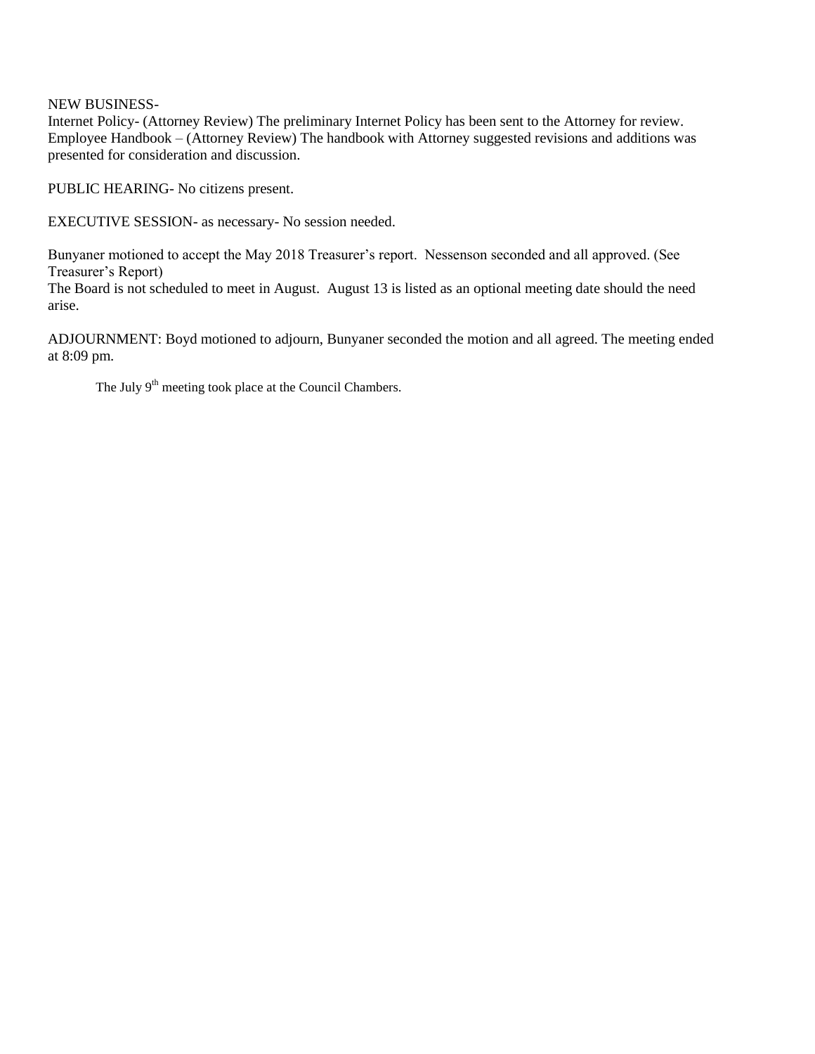NEW BUSINESS-

Internet Policy- (Attorney Review) The preliminary Internet Policy has been sent to the Attorney for review.
Employee Handbook – (Attorney Review) The handbook with Attorney suggested revisions and additions was presented for consideration and discussion.

PUBLIC HEARING- No citizens present.

EXECUTIVE SESSION- as necessary- No session needed.

Bunyaner motioned to accept the May 2018 Treasurer's report. Nessenson seconded and all approved. (See Treasurer's Report)
The Board is not scheduled to meet in August. August 13 is listed as an optional meeting date should the need arise.

ADJOURNMENT: Boyd motioned to adjourn, Bunyaner seconded the motion and all agreed. The meeting ended at 8:09 pm.

The July 9th meeting took place at the Council Chambers.